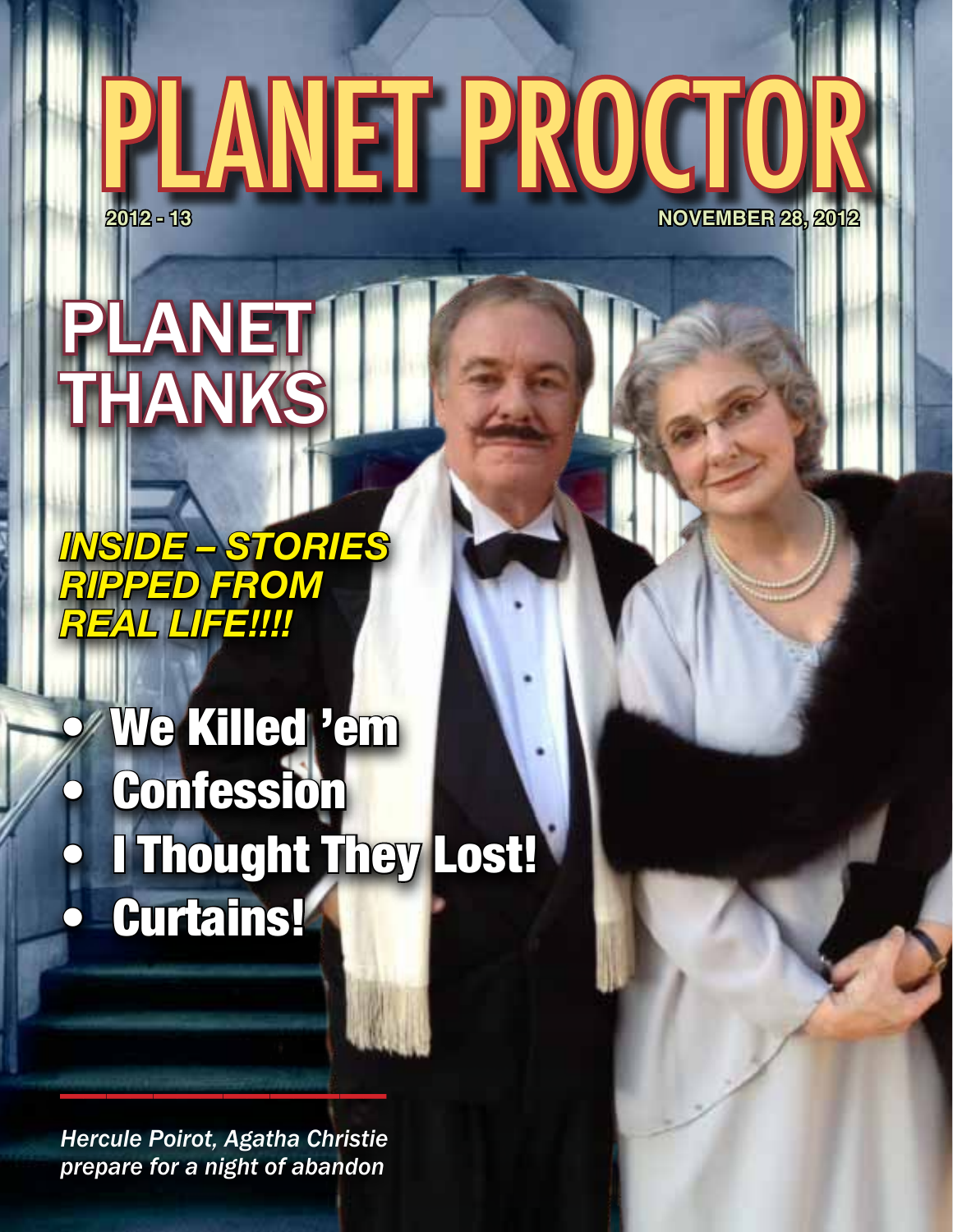# PLANET PROCTOR

2012 - 13

NOVEMBER 28, 2012

## PLANET THANKS

***INSIDE – STORIES RIPPED FROM REAL LIFE!!!!***

- We Killed 'em
- Confession
- I Thought They Lost!
- Curtains!

*Hercule Poirot, Agatha Christie prepare for a night of abandon*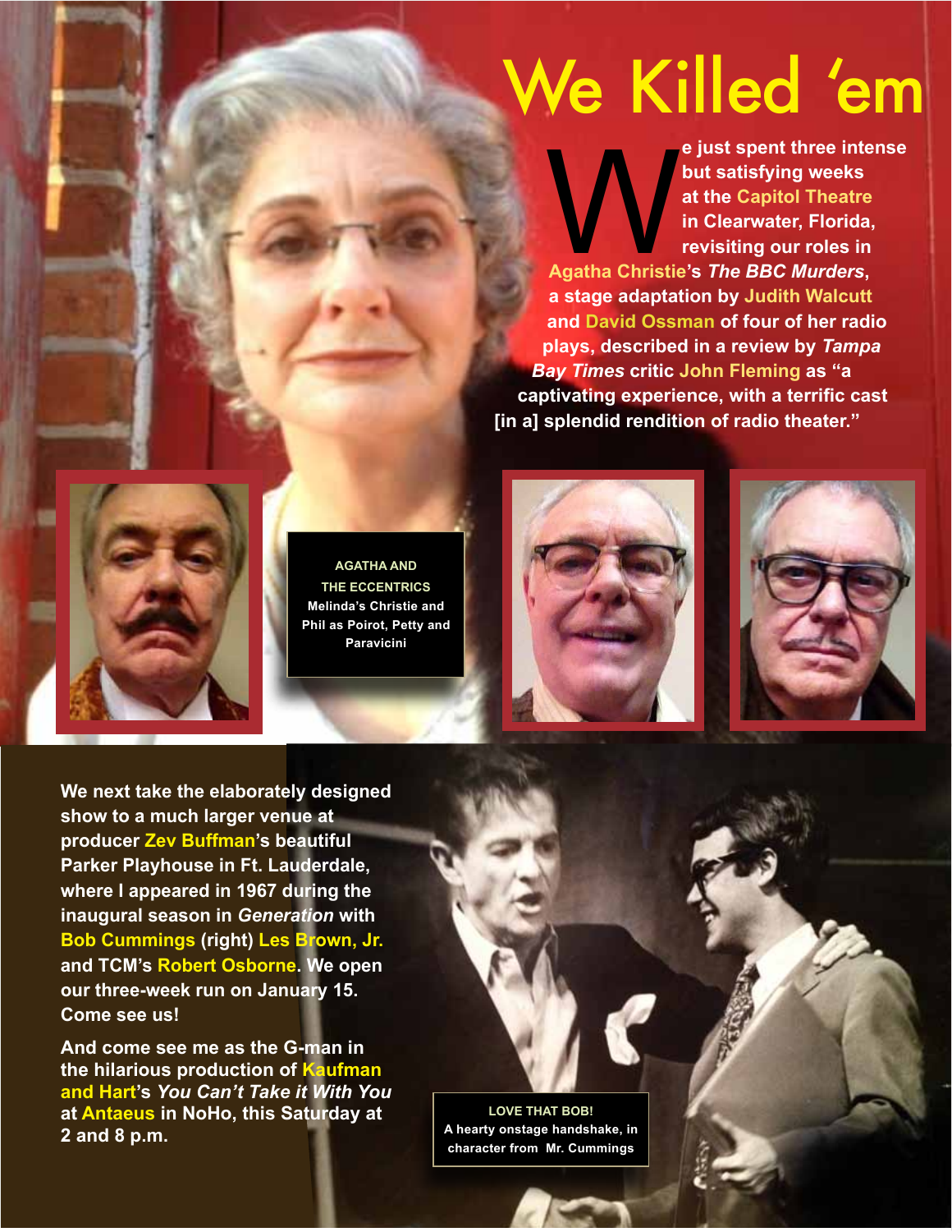# We Killed 'em

We just spent three intense but satisfying weeks at the Capitol Theatre in Clearwater, Florida, revisiting our roles in Agatha Christie's *The BBC Murders*, a stage adaptation by Judith Walcutt and David Ossman of four of her radio plays, described in a review by *Tampa Bay Times* critic John Fleming as "a captivating experience, with a terrific cast [in a] splendid rendition of radio theater."

AGATHA AND THE ECCENTRICS
Melinda's Christie and Phil as Poirot, Petty and Paravicini

We next take the elaborately designed show to a much larger venue at producer Zev Buffman's beautiful Parker Playhouse in Ft. Lauderdale, where I appeared in 1967 during the inaugural season in *Generation* with Bob Cummings (right) Les Brown, Jr. and TCM's Robert Osborne. We open our three-week run on January 15. Come see us!

And come see me as the G-man in the hilarious production of Kaufman and Hart's *You Can't Take it With You* at Antaeus in NoHo, this Saturday at 2 and 8 p.m.

LOVE THAT BOB!
A hearty onstage handshake, in character from Mr. Cummings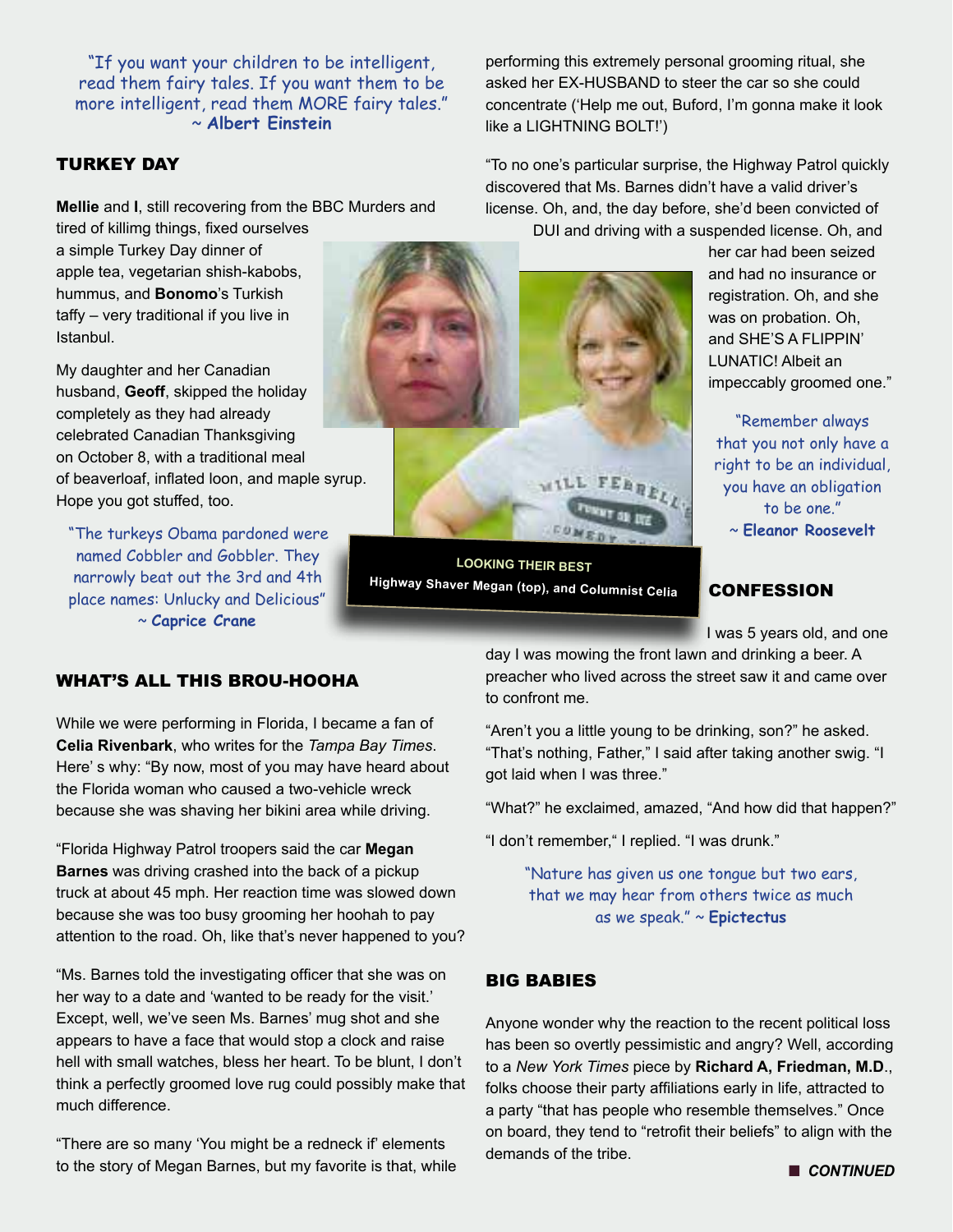"If you want your children to be intelligent, read them fairy tales. If you want them to be more intelligent, read them MORE fairy tales." ~ **Albert Einstein**

## TURKEY DAY

**Mellie** and **I**, still recovering from the BBC Murders and tired of killimg things, fixed ourselves a simple Turkey Day dinner of apple tea, vegetarian shish-kabobs, hummus, and **Bonomo**'s Turkish taffy – very traditional if you live in Istanbul.

My daughter and her Canadian husband, **Geoff**, skipped the holiday completely as they had already celebrated Canadian Thanksgiving on October 8, with a traditional meal of beaverloaf, inflated loon, and maple syrup. Hope you got stuffed, too.

"The turkeys Obama pardoned were named Cobbler and Gobbler. They narrowly beat out the 3rd and 4th place names: Unlucky and Delicious" ~ **Caprice Crane**

LOOKING THEIR BEST
Highway Shaver Megan (top), and Columnist Celia

## WHAT'S ALL THIS BROU-HOOHA

While we were performing in Florida, I became a fan of **Celia Rivenbark**, who writes for the *Tampa Bay Times*. Here' s why: "By now, most of you may have heard about the Florida woman who caused a two-vehicle wreck because she was shaving her bikini area while driving.

"Florida Highway Patrol troopers said the car **Megan Barnes** was driving crashed into the back of a pickup truck at about 45 mph. Her reaction time was slowed down because she was too busy grooming her hoohah to pay attention to the road. Oh, like that's never happened to you?

"Ms. Barnes told the investigating officer that she was on her way to a date and 'wanted to be ready for the visit.' Except, well, we've seen Ms. Barnes' mug shot and she appears to have a face that would stop a clock and raise hell with small watches, bless her heart. To be blunt, I don't think a perfectly groomed love rug could possibly make that much difference.

"There are so many 'You might be a redneck if' elements to the story of Megan Barnes, but my favorite is that, while performing this extremely personal grooming ritual, she asked her EX-HUSBAND to steer the car so she could concentrate ('Help me out, Buford, I'm gonna make it look like a LIGHTNING BOLT!')

"To no one's particular surprise, the Highway Patrol quickly discovered that Ms. Barnes didn't have a valid driver's license. Oh, and, the day before, she'd been convicted of DUI and driving with a suspended license. Oh, and her car had been seized and had no insurance or registration. Oh, and she was on probation. Oh, and SHE'S A FLIPPIN' LUNATIC! Albeit an impeccably groomed one."

"Remember always that you not only have a right to be an individual, you have an obligation to be one." ~ **Eleanor Roosevelt**

## CONFESSION

I was 5 years old, and one day I was mowing the front lawn and drinking a beer. A preacher who lived across the street saw it and came over to confront me.

"Aren't you a little young to be drinking, son?" he asked. "That's nothing, Father," I said after taking another swig. "I got laid when I was three."

"What?" he exclaimed, amazed, "And how did that happen?"

"I don't remember," I replied. "I was drunk."

"Nature has given us one tongue but two ears, that we may hear from others twice as much as we speak." ~ **Epictectus**

## BIG BABIES

Anyone wonder why the reaction to the recent political loss has been so overtly pessimistic and angry? Well, according to a *New York Times* piece by **Richard A, Friedman, M.D.**, folks choose their party affiliations early in life, attracted to a party "that has people who resemble themselves." Once on board, they tend to "retrofit their beliefs" to align with the demands of the tribe.

***CONTINUED***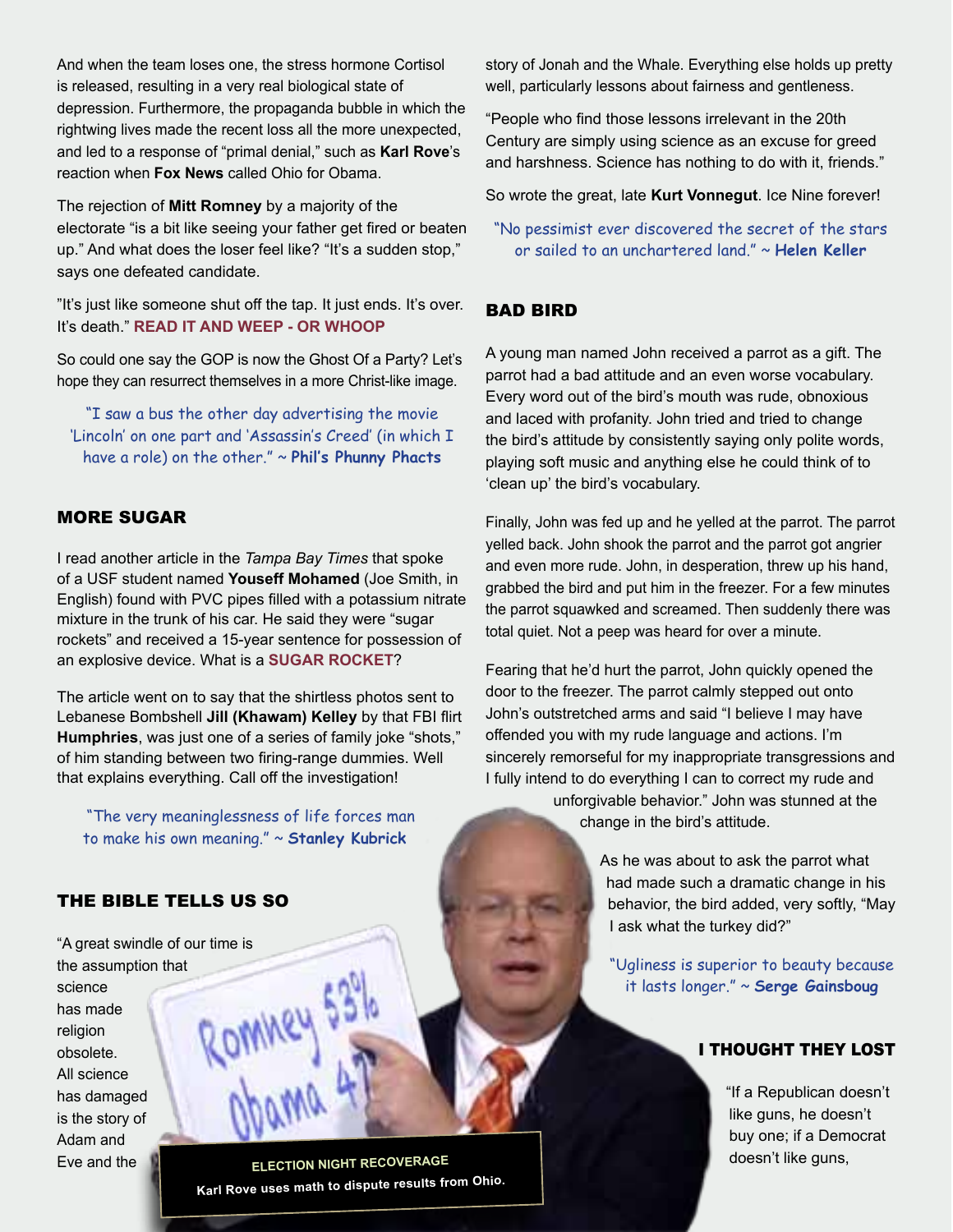And when the team loses one, the stress hormone Cortisol is released, resulting in a very real biological state of depression. Furthermore, the propaganda bubble in which the rightwing lives made the recent loss all the more unexpected, and led to a response of "primal denial," such as **Karl Rove**'s reaction when **Fox News** called Ohio for Obama.

The rejection of **Mitt Romney** by a majority of the electorate "is a bit like seeing your father get fired or beaten up." And what does the loser feel like? "It's a sudden stop," says one defeated candidate.

"It's just like someone shut off the tap. It just ends. It's over. It's death." **READ IT AND WEEP - OR WHOOP**

So could one say the GOP is now the Ghost Of a Party? Let's hope they can resurrect themselves in a more Christ-like image.

"I saw a bus the other day advertising the movie 'Lincoln' on one part and 'Assassin's Creed' (in which I have a role) on the other." ~ **Phil's Phunny Phacts**

## MORE SUGAR

I read another article in the *Tampa Bay Times* that spoke of a USF student named **Youseff Mohamed** (Joe Smith, in English) found with PVC pipes filled with a potassium nitrate mixture in the trunk of his car. He said they were "sugar rockets" and received a 15-year sentence for possession of an explosive device. What is a **SUGAR ROCKET**?

The article went on to say that the shirtless photos sent to Lebanese Bombshell **Jill (Khawam) Kelley** by that FBI flirt **Humphries**, was just one of a series of family joke "shots," of him standing between two firing-range dummies. Well that explains everything. Call off the investigation!

"The very meaninglessness of life forces man to make his own meaning." ~ **Stanley Kubrick**

## THE BIBLE TELLS US SO

"A great swindle of our time is the assumption that science has made religion obsolete. All science has damaged is the story of Adam and Eve and the story of Jonah and the Whale. Everything else holds up pretty well, particularly lessons about fairness and gentleness.

"People who find those lessons irrelevant in the 20th Century are simply using science as an excuse for greed and harshness. Science has nothing to do with it, friends."

So wrote the great, late **Kurt Vonnegut**. Ice Nine forever!

"No pessimist ever discovered the secret of the stars or sailed to an unchartered land." ~ **Helen Keller**

Romney 53%
Obama 47

**ELECTION NIGHT RECOVERAGE**
**Karl Rove uses math to dispute results from Ohio.**

## BAD BIRD

A young man named John received a parrot as a gift. The parrot had a bad attitude and an even worse vocabulary. Every word out of the bird's mouth was rude, obnoxious and laced with profanity. John tried and tried to change the bird's attitude by consistently saying only polite words, playing soft music and anything else he could think of to 'clean up' the bird's vocabulary.

Finally, John was fed up and he yelled at the parrot. The parrot yelled back. John shook the parrot and the parrot got angrier and even more rude. John, in desperation, threw up his hand, grabbed the bird and put him in the freezer. For a few minutes the parrot squawked and screamed. Then suddenly there was total quiet. Not a peep was heard for over a minute.

Fearing that he'd hurt the parrot, John quickly opened the door to the freezer. The parrot calmly stepped out onto John's outstretched arms and said "I believe I may have offended you with my rude language and actions. I'm sincerely remorseful for my inappropriate transgressions and I fully intend to do everything I can to correct my rude and unforgivable behavior." John was stunned at the change in the bird's attitude.

As he was about to ask the parrot what had made such a dramatic change in his behavior, the bird added, very softly, "May I ask what the turkey did?"

"Ugliness is superior to beauty because it lasts longer." ~ **Serge Gainsboug**

## I THOUGHT THEY LOST

"If a Republican doesn't like guns, he doesn't buy one; if a Democrat doesn't like guns,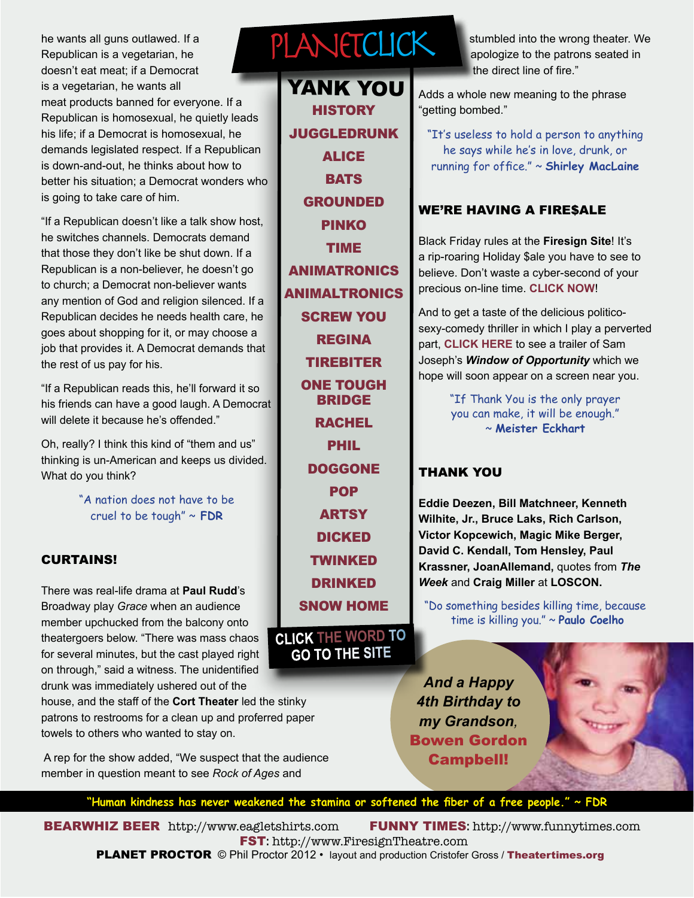he wants all guns outlawed. If a Republican is a vegetarian, he doesn't eat meat; if a Democrat is a vegetarian, he wants all meat products banned for everyone. If a Republican is homosexual, he quietly leads his life; if a Democrat is homosexual, he demands legislated respect. If a Republican is down-and-out, he thinks about how to better his situation; a Democrat wonders who is going to take care of him.

"If a Republican doesn't like a talk show host, he switches channels. Democrats demand that those they don't like be shut down. If a Republican is a non-believer, he doesn't go to church; a Democrat non-believer wants any mention of God and religion silenced. If a Republican decides he needs health care, he goes about shopping for it, or may choose a job that provides it. A Democrat demands that the rest of us pay for his.

"If a Republican reads this, he'll forward it so his friends can have a good laugh. A Democrat will delete it because he's offended."

Oh, really? I think this kind of "them and us" thinking is un-American and keeps us divided. What do you think?

"A nation does not have to be cruel to be tough" ~ **FDR**

## CURTAINS!

There was real-life drama at **Paul Rudd**'s Broadway play *Grace* when an audience member upchucked from the balcony onto theatergoers below. "There was mass chaos for several minutes, but the cast played right on through," said a witness. The unidentified drunk was immediately ushered out of the house, and the staff of the **Cort Theater** led the stinky patrons to restrooms for a clean up and proferred paper towels to others who wanted to stay on.

A rep for the show added, "We suspect that the audience member in question meant to see *Rock of Ages* and stumbled into the wrong theater. We apologize to the patrons seated in the direct line of fire."

Adds a whole new meaning to the phrase "getting bombed."

"It's useless to hold a person to anything he says while he's in love, drunk, or running for office." ~ **Shirley MacLaine**

## PLANETCLICK

**YANK YOU**

- HISTORY
- JUGGLEDRUNK
- ALICE
- BATS
- GROUNDED
- PINKO
- TIME
- ANIMATRONICS
- ANIMALTRONICS
- SCREW YOU
- REGINA
- TIREBITER
- ONE TOUGH BRIDGE
- RACHEL
- PHIL
- DOGGONE
- POP
- ARTSY
- DICKED
- TWINKED
- DRINKED
- SNOW HOME

CLICK THE WORD TO GO TO THE SITE

## WE'RE HAVING A FIRE$ALE

Black Friday rules at the **Firesign Site**! It's a rip-roaring Holiday $ale you have to see to believe. Don't waste a cyber-second of your precious on-line time. **CLICK NOW**!

And to get a taste of the delicious politico-sexy-comedy thriller in which I play a perverted part, **CLICK HERE** to see a trailer of Sam Joseph's ***Window of Opportunity*** which we hope will soon appear on a screen near you.

"If Thank You is the only prayer you can make, it will be enough." ~ **Meister Eckhart**

## THANK YOU

**Eddie Deezen, Bill Matchneer, Kenneth Wilhite, Jr., Bruce Laks, Rich Carlson, Victor Kopcewich, Magic Mike Berger, David C. Kendall, Tom Hensley, Paul Krassner, JoanAllemand,** quotes from ***The Week*** and **Craig Miller** at **LOSCON.**

"Do something besides killing time, because time is killing you." ~ **Paulo Coelho**

*And a Happy 4th Birthday to my Grandson,* **Bowen Gordon Campbell!**

"Human kindness has never weakened the stamina or softened the fiber of a free people." ~ FDR

**BEARWHIZ BEER** http://www.eagletshirts.com **FUNNY TIMES**: http://www.funnytimes.com

**FST**: http://www.FiresignTheatre.com

**PLANET PROCTOR** © Phil Proctor 2012 • layout and production Cristofer Gross / **Theatertimes.org**